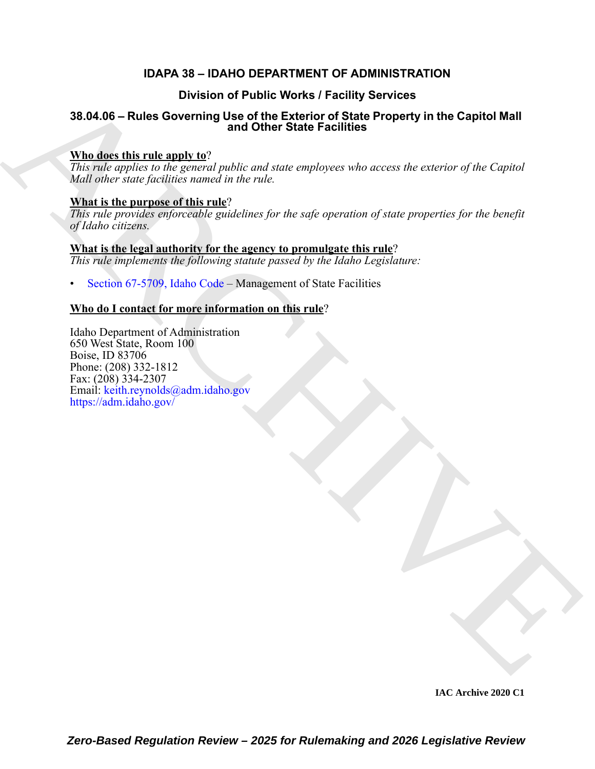# IDAPA 38 – IDAHO DEPARTMENT OF ADMINISTRATION

## Division of Public Works / Facility Services

## 38.04.06 – Rules Governing Use of the Exterior of State Property in the Capitol Mall and Other State Facilities

**Who does this rule apply to**?

*This rule applies to the general public and state employees who access the exterior of the Capitol Mall other state facilities named in the rule.*

**What is the purpose of this rule**?

*This rule provides enforceable guidelines for the safe operation of state properties for the benefit of Idaho citizens.*

**What is the legal authority for the agency to promulgate this rule**?

*This rule implements the following statute passed by the Idaho Legislature:*

- Section 67-5709, Idaho Code – Management of State Facilities

**Who do I contact for more information on this rule**?

Idaho Department of Administration
650 West State, Room 100
Boise, ID 83706
Phone: (208) 332-1812
Fax: (208) 334-2307
Email: keith.reynolds@adm.idaho.gov
https://adm.idaho.gov/

IAC Archive 2020 C1

*Zero-Based Regulation Review – 2025 for Rulemaking and 2026 Legislative Review*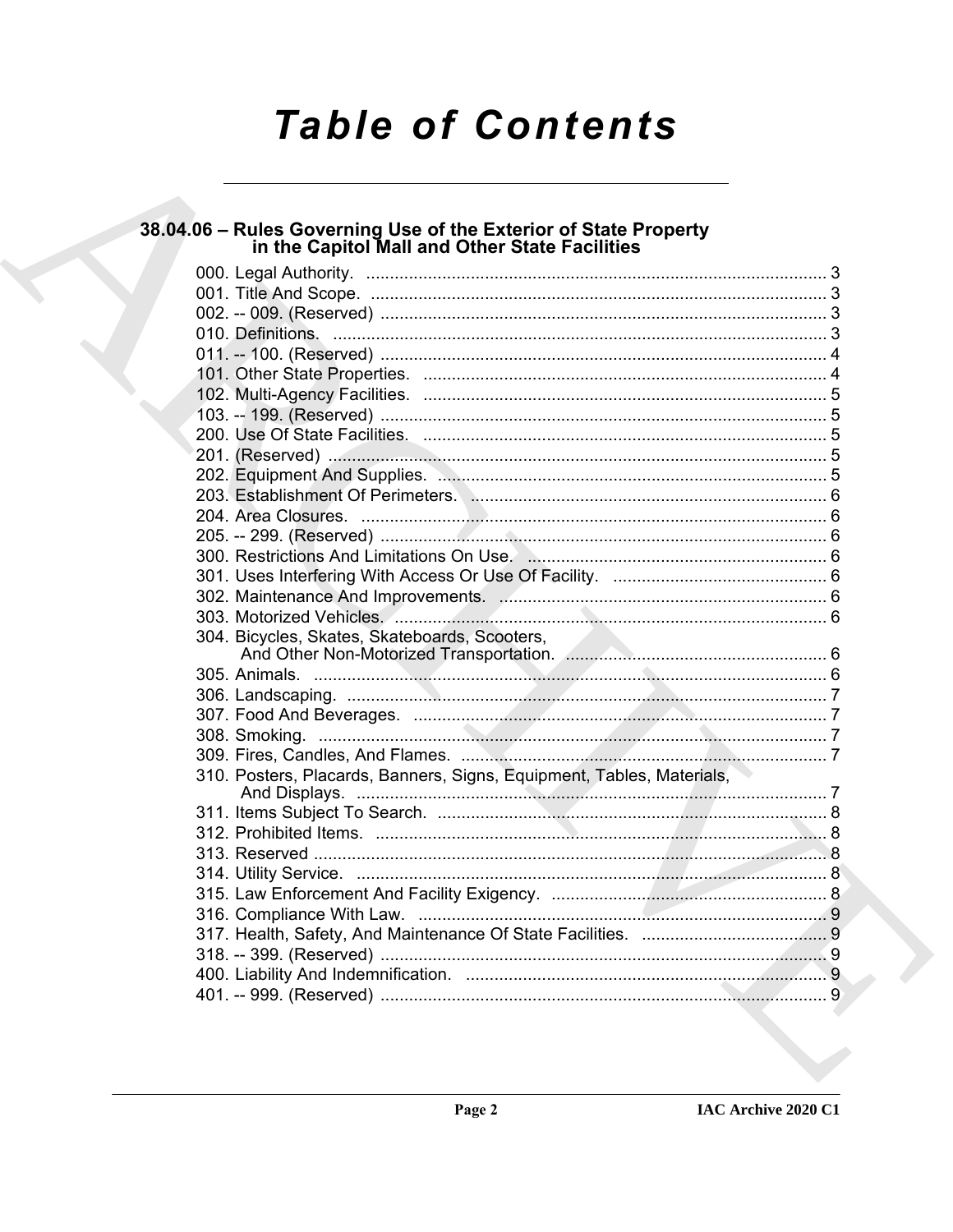# Table of Contents

## 38.04.06 – Rules Governing Use of the Exterior of State Property in the Capitol Mall and Other State Facilities

000. Legal Authority. ........ 3
001. Title And Scope. ........ 3
002. -- 009. (Reserved) ........ 3
010. Definitions. ........ 3
011. -- 100. (Reserved) ........ 4
101. Other State Properties. ........ 4
102. Multi-Agency Facilities. ........ 5
103. -- 199. (Reserved) ........ 5
200. Use Of State Facilities. ........ 5
201. (Reserved) ........ 5
202. Equipment And Supplies. ........ 5
203. Establishment Of Perimeters. ........ 6
204. Area Closures. ........ 6
205. -- 299. (Reserved) ........ 6
300. Restrictions And Limitations On Use. ........ 6
301. Uses Interfering With Access Or Use Of Facility. ........ 6
302. Maintenance And Improvements. ........ 6
303. Motorized Vehicles. ........ 6
304. Bicycles, Skates, Skateboards, Scooters, And Other Non-Motorized Transportation. ........ 6
305. Animals. ........ 6
306. Landscaping. ........ 7
307. Food And Beverages. ........ 7
308. Smoking. ........ 7
309. Fires, Candles, And Flames. ........ 7
310. Posters, Placards, Banners, Signs, Equipment, Tables, Materials, And Displays. ........ 7
311. Items Subject To Search. ........ 8
312. Prohibited Items. ........ 8
313. Reserved ........ 8
314. Utility Service. ........ 8
315. Law Enforcement And Facility Exigency. ........ 8
316. Compliance With Law. ........ 9
317. Health, Safety, And Maintenance Of State Facilities. ........ 9
318. -- 399. (Reserved) ........ 9
400. Liability And Indemnification. ........ 9
401. -- 999. (Reserved) ........ 9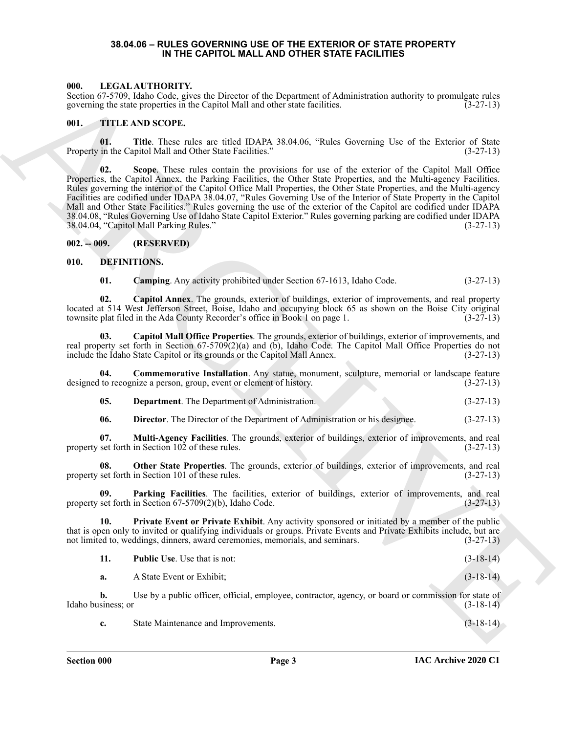# 38.04.06 – RULES GOVERNING USE OF THE EXTERIOR OF STATE PROPERTY IN THE CAPITOL MALL AND OTHER STATE FACILITIES

## 000. LEGAL AUTHORITY.

Section 67-5709, Idaho Code, gives the Director of the Department of Administration authority to promulgate rules governing the state properties in the Capitol Mall and other state facilities. (3-27-13)

## 001. TITLE AND SCOPE.

**01. Title**. These rules are titled IDAPA 38.04.06, "Rules Governing Use of the Exterior of State Property in the Capitol Mall and Other State Facilities." (3-27-13)

**02. Scope**. These rules contain the provisions for use of the exterior of the Capitol Mall Office Properties, the Capitol Annex, the Parking Facilities, the Other State Properties, and the Multi-agency Facilities. Rules governing the interior of the Capitol Office Mall Properties, the Other State Properties, and the Multi-agency Facilities are codified under IDAPA 38.04.07, "Rules Governing Use of the Interior of State Property in the Capitol Mall and Other State Facilities." Rules governing the use of the exterior of the Capitol are codified under IDAPA 38.04.08, "Rules Governing Use of Idaho State Capitol Exterior." Rules governing parking are codified under IDAPA 38.04.04, "Capitol Mall Parking Rules." (3-27-13)

## 002. -- 009. (RESERVED)

## 010. DEFINITIONS.

**01. Camping**. Any activity prohibited under Section 67-1613, Idaho Code. (3-27-13)

**02. Capitol Annex**. The grounds, exterior of buildings, exterior of improvements, and real property located at 514 West Jefferson Street, Boise, Idaho and occupying block 65 as shown on the Boise City original townsite plat filed in the Ada County Recorder's office in Book 1 on page 1. (3-27-13)

**03. Capitol Mall Office Properties**. The grounds, exterior of buildings, exterior of improvements, and real property set forth in Section 67-5709(2)(a) and (b), Idaho Code. The Capitol Mall Office Properties do not include the Idaho State Capitol or its grounds or the Capitol Mall Annex. (3-27-13)

**04. Commemorative Installation**. Any statue, monument, sculpture, memorial or landscape feature designed to recognize a person, group, event or element of history. (3-27-13)

**05. Department**. The Department of Administration. (3-27-13)

**06. Director**. The Director of the Department of Administration or his designee. (3-27-13)

**07. Multi-Agency Facilities**. The grounds, exterior of buildings, exterior of improvements, and real property set forth in Section 102 of these rules. (3-27-13)

**08. Other State Properties**. The grounds, exterior of buildings, exterior of improvements, and real property set forth in Section 101 of these rules. (3-27-13)

**09. Parking Facilities**. The facilities, exterior of buildings, exterior of improvements, and real property set forth in Section 67-5709(2)(b), Idaho Code. (3-27-13)

**10. Private Event or Private Exhibit**. Any activity sponsored or initiated by a member of the public that is open only to invited or qualifying individuals or groups. Private Events and Private Exhibits include, but are not limited to, weddings, dinners, award ceremonies, memorials, and seminars. (3-27-13)

**11. Public Use**. Use that is not: (3-18-14)

**a.** A State Event or Exhibit; (3-18-14)

**b.** Use by a public officer, official, employee, contractor, agency, or board or commission for state of Idaho business; or (3-18-14)

**c.** State Maintenance and Improvements. (3-18-14)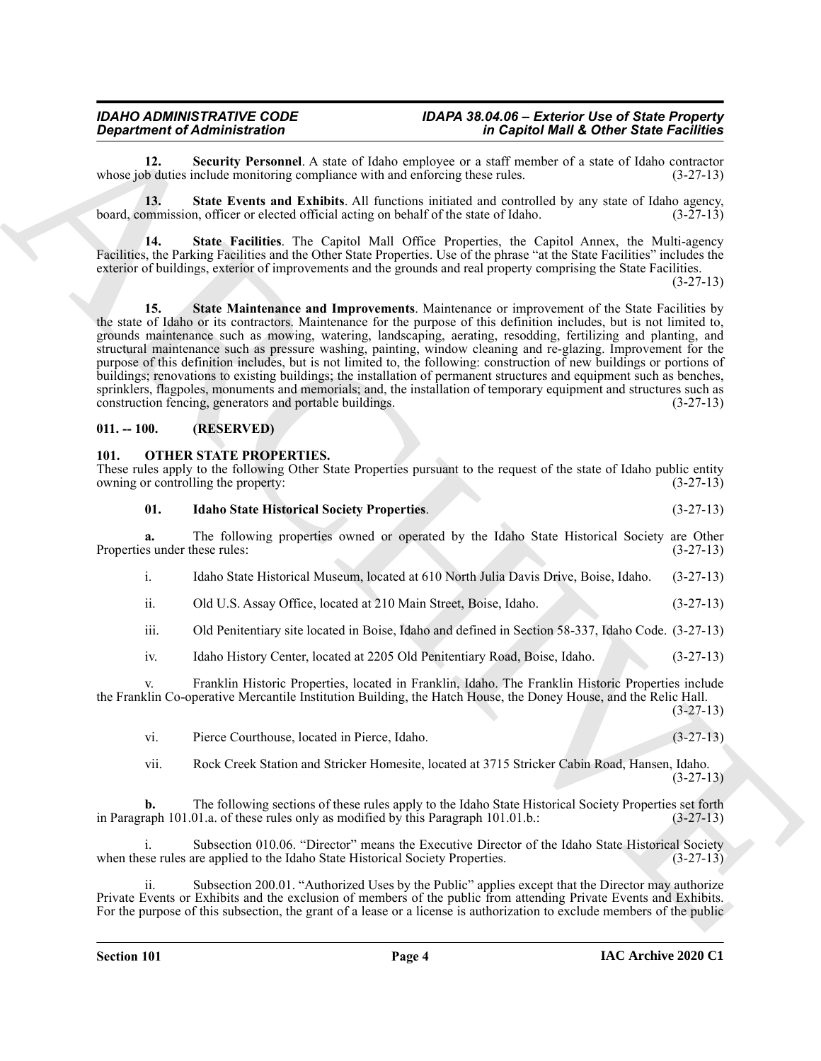**12. Security Personnel**. A state of Idaho employee or a staff member of a state of Idaho contractor whose job duties include monitoring compliance with and enforcing these rules. (3-27-13)

**13. State Events and Exhibits**. All functions initiated and controlled by any state of Idaho agency, board, commission, officer or elected official acting on behalf of the state of Idaho. (3-27-13)

**14. State Facilities**. The Capitol Mall Office Properties, the Capitol Annex, the Multi-agency Facilities, the Parking Facilities and the Other State Properties. Use of the phrase "at the State Facilities" includes the exterior of buildings, exterior of improvements and the grounds and real property comprising the State Facilities. (3-27-13)

**15. State Maintenance and Improvements**. Maintenance or improvement of the State Facilities by the state of Idaho or its contractors. Maintenance for the purpose of this definition includes, but is not limited to, grounds maintenance such as mowing, watering, landscaping, aerating, resodding, fertilizing and planting, and structural maintenance such as pressure washing, painting, window cleaning and re-glazing. Improvement for the purpose of this definition includes, but is not limited to, the following: construction of new buildings or portions of buildings; renovations to existing buildings; the installation of permanent structures and equipment such as benches, sprinklers, flagpoles, monuments and memorials; and, the installation of temporary equipment and structures such as construction fencing, generators and portable buildings. (3-27-13)

## 011. -- 100. (RESERVED)

## 101. OTHER STATE PROPERTIES.

These rules apply to the following Other State Properties pursuant to the request of the state of Idaho public entity owning or controlling the property: (3-27-13)

**01. Idaho State Historical Society Properties**. (3-27-13)

**a.** The following properties owned or operated by the Idaho State Historical Society are Other Properties under these rules: (3-27-13)

i. Idaho State Historical Museum, located at 610 North Julia Davis Drive, Boise, Idaho. (3-27-13)

ii. Old U.S. Assay Office, located at 210 Main Street, Boise, Idaho. (3-27-13)

iii. Old Penitentiary site located in Boise, Idaho and defined in Section 58-337, Idaho Code. (3-27-13)

iv. Idaho History Center, located at 2205 Old Penitentiary Road, Boise, Idaho. (3-27-13)

v. Franklin Historic Properties, located in Franklin, Idaho. The Franklin Historic Properties include the Franklin Co-operative Mercantile Institution Building, the Hatch House, the Doney House, and the Relic Hall. (3-27-13)

vi. Pierce Courthouse, located in Pierce, Idaho. (3-27-13)

vii. Rock Creek Station and Stricker Homesite, located at 3715 Stricker Cabin Road, Hansen, Idaho. (3-27-13)

**b.** The following sections of these rules apply to the Idaho State Historical Society Properties set forth in Paragraph 101.01.a. of these rules only as modified by this Paragraph 101.01.b.: (3-27-13)

i. Subsection 010.06. "Director" means the Executive Director of the Idaho State Historical Society when these rules are applied to the Idaho State Historical Society Properties. (3-27-13)

ii. Subsection 200.01. "Authorized Uses by the Public" applies except that the Director may authorize Private Events or Exhibits and the exclusion of members of the public from attending Private Events and Exhibits. For the purpose of this subsection, the grant of a lease or a license is authorization to exclude members of the public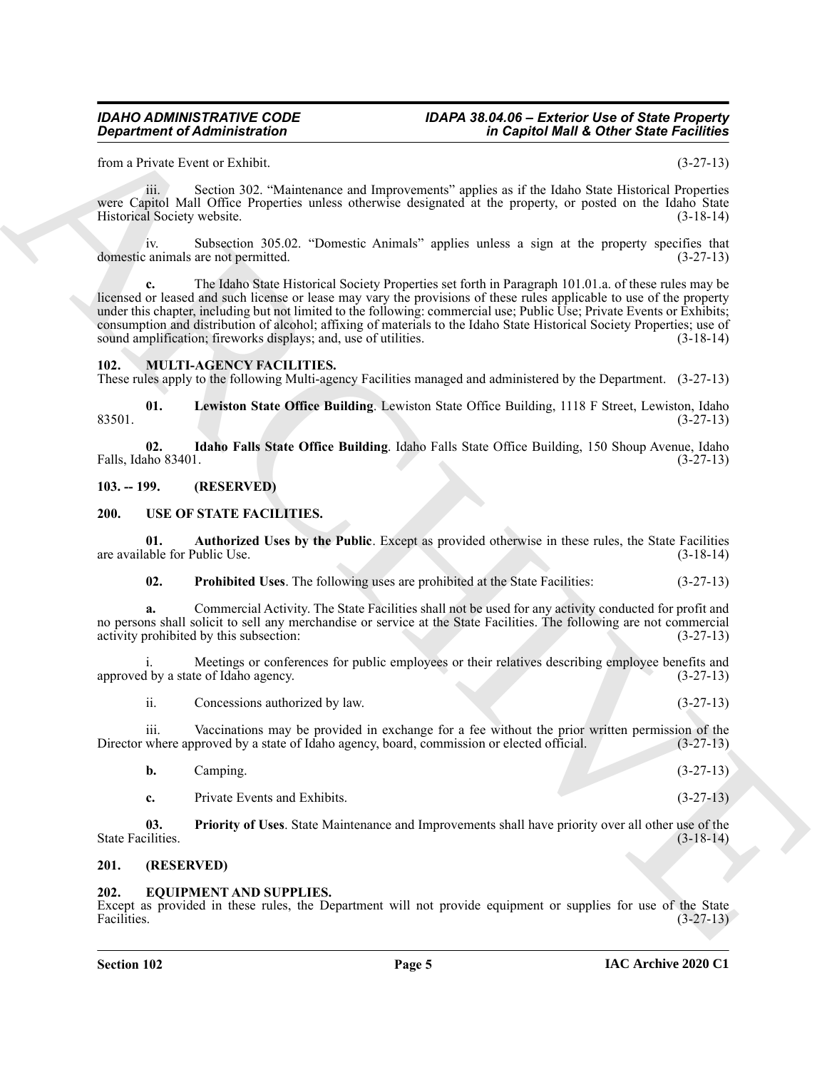from a Private Event or Exhibit. (3-27-13)

iii. Section 302. "Maintenance and Improvements" applies as if the Idaho State Historical Properties were Capitol Mall Office Properties unless otherwise designated at the property, or posted on the Idaho State Historical Society website. (3-18-14)

iv. Subsection 305.02. "Domestic Animals" applies unless a sign at the property specifies that domestic animals are not permitted. (3-27-13)

**c.** The Idaho State Historical Society Properties set forth in Paragraph 101.01.a. of these rules may be licensed or leased and such license or lease may vary the provisions of these rules applicable to use of the property under this chapter, including but not limited to the following: commercial use; Public Use; Private Events or Exhibits; consumption and distribution of alcohol; affixing of materials to the Idaho State Historical Society Properties; use of sound amplification; fireworks displays; and, use of utilities. (3-18-14)

## 102. MULTI-AGENCY FACILITIES.

These rules apply to the following Multi-agency Facilities managed and administered by the Department. (3-27-13)

**01. Lewiston State Office Building**. Lewiston State Office Building, 1118 F Street, Lewiston, Idaho 83501. (3-27-13)

**02. Idaho Falls State Office Building**. Idaho Falls State Office Building, 150 Shoup Avenue, Idaho Falls, Idaho 83401. (3-27-13)

## 103. -- 199. (RESERVED)

## 200. USE OF STATE FACILITIES.

**01. Authorized Uses by the Public**. Except as provided otherwise in these rules, the State Facilities are available for Public Use. (3-18-14)

**02. Prohibited Uses**. The following uses are prohibited at the State Facilities: (3-27-13)

**a.** Commercial Activity. The State Facilities shall not be used for any activity conducted for profit and no persons shall solicit to sell any merchandise or service at the State Facilities. The following are not commercial activity prohibited by this subsection: (3-27-13)

i. Meetings or conferences for public employees or their relatives describing employee benefits and approved by a state of Idaho agency. (3-27-13)

ii. Concessions authorized by law. (3-27-13)

iii. Vaccinations may be provided in exchange for a fee without the prior written permission of the Director where approved by a state of Idaho agency, board, commission or elected official. (3-27-13)

**b.** Camping. (3-27-13)

**c.** Private Events and Exhibits. (3-27-13)

**03. Priority of Uses**. State Maintenance and Improvements shall have priority over all other use of the State Facilities. (3-18-14)

## 201. (RESERVED)

## 202. EQUIPMENT AND SUPPLIES.

Except as provided in these rules, the Department will not provide equipment or supplies for use of the State Facilities. (3-27-13)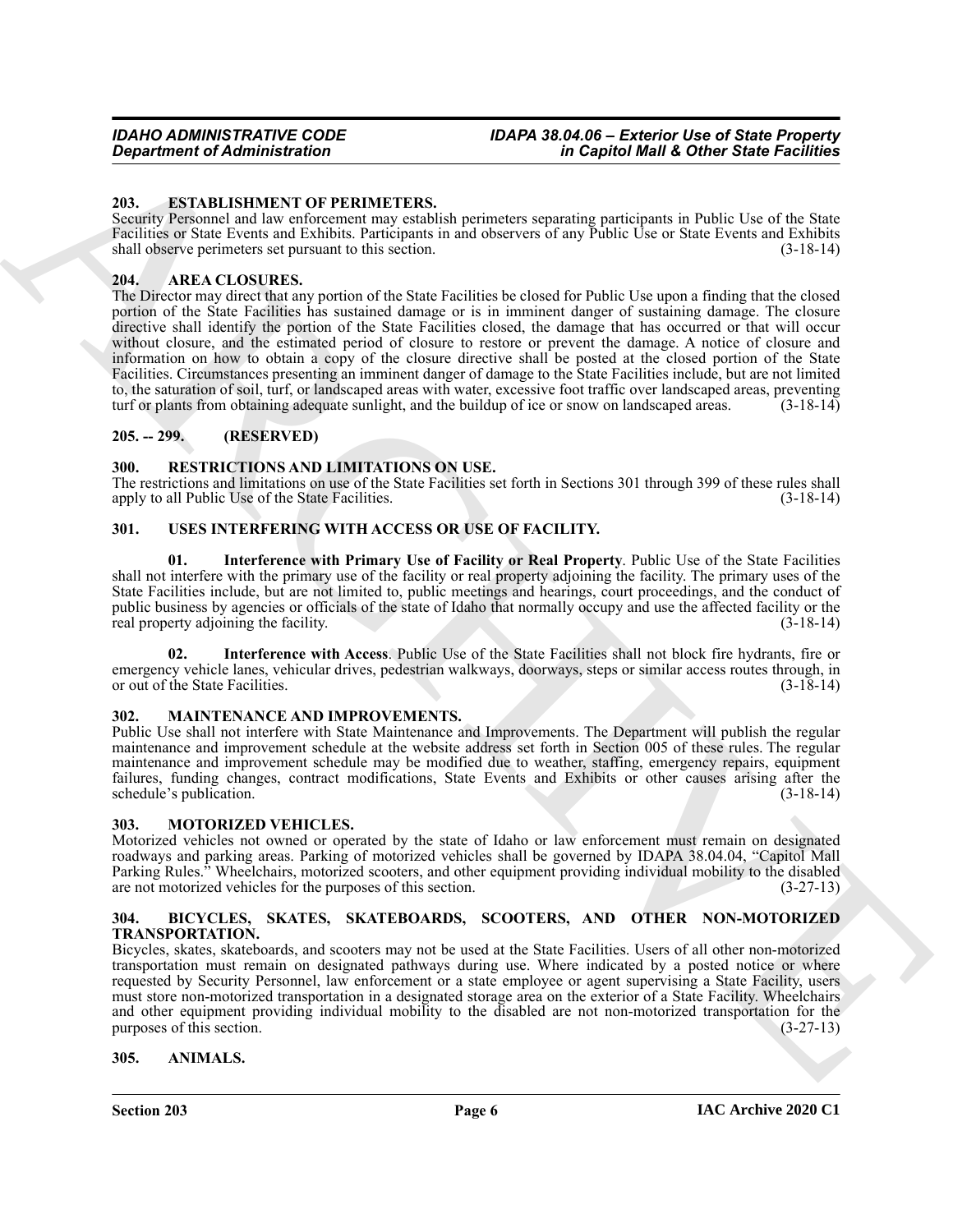### 203. ESTABLISHMENT OF PERIMETERS.

Security Personnel and law enforcement may establish perimeters separating participants in Public Use of the State Facilities or State Events and Exhibits. Participants in and observers of any Public Use or State Events and Exhibits shall observe perimeters set pursuant to this section. (3-18-14)

### 204. AREA CLOSURES.

The Director may direct that any portion of the State Facilities be closed for Public Use upon a finding that the closed portion of the State Facilities has sustained damage or is in imminent danger of sustaining damage. The closure directive shall identify the portion of the State Facilities closed, the damage that has occurred or that will occur without closure, and the estimated period of closure to restore or prevent the damage. A notice of closure and information on how to obtain a copy of the closure directive shall be posted at the closed portion of the State Facilities. Circumstances presenting an imminent danger of damage to the State Facilities include, but are not limited to, the saturation of soil, turf, or landscaped areas with water, excessive foot traffic over landscaped areas, preventing turf or plants from obtaining adequate sunlight, and the buildup of ice or snow on landscaped areas. (3-18-14)

### 205. -- 299. (RESERVED)

### 300. RESTRICTIONS AND LIMITATIONS ON USE.

The restrictions and limitations on use of the State Facilities set forth in Sections 301 through 399 of these rules shall apply to all Public Use of the State Facilities. (3-18-14)

### 301. USES INTERFERING WITH ACCESS OR USE OF FACILITY.

**01. Interference with Primary Use of Facility or Real Property**. Public Use of the State Facilities shall not interfere with the primary use of the facility or real property adjoining the facility. The primary uses of the State Facilities include, but are not limited to, public meetings and hearings, court proceedings, and the conduct of public business by agencies or officials of the state of Idaho that normally occupy and use the affected facility or the real property adjoining the facility. (3-18-14)

**02. Interference with Access**. Public Use of the State Facilities shall not block fire hydrants, fire or emergency vehicle lanes, vehicular drives, pedestrian walkways, doorways, steps or similar access routes through, in or out of the State Facilities. (3-18-14)

### 302. MAINTENANCE AND IMPROVEMENTS.

Public Use shall not interfere with State Maintenance and Improvements. The Department will publish the regular maintenance and improvement schedule at the website address set forth in Section 005 of these rules. The regular maintenance and improvement schedule may be modified due to weather, staffing, emergency repairs, equipment failures, funding changes, contract modifications, State Events and Exhibits or other causes arising after the schedule's publication. (3-18-14)

### 303. MOTORIZED VEHICLES.

Motorized vehicles not owned or operated by the state of Idaho or law enforcement must remain on designated roadways and parking areas. Parking of motorized vehicles shall be governed by IDAPA 38.04.04, "Capitol Mall Parking Rules." Wheelchairs, motorized scooters, and other equipment providing individual mobility to the disabled are not motorized vehicles for the purposes of this section. (3-27-13)

### 304. BICYCLES, SKATES, SKATEBOARDS, SCOOTERS, AND OTHER NON-MOTORIZED TRANSPORTATION.

Bicycles, skates, skateboards, and scooters may not be used at the State Facilities. Users of all other non-motorized transportation must remain on designated pathways during use. Where indicated by a posted notice or where requested by Security Personnel, law enforcement or a state employee or agent supervising a State Facility, users must store non-motorized transportation in a designated storage area on the exterior of a State Facility. Wheelchairs and other equipment providing individual mobility to the disabled are not non-motorized transportation for the purposes of this section. (3-27-13)

### 305. ANIMALS.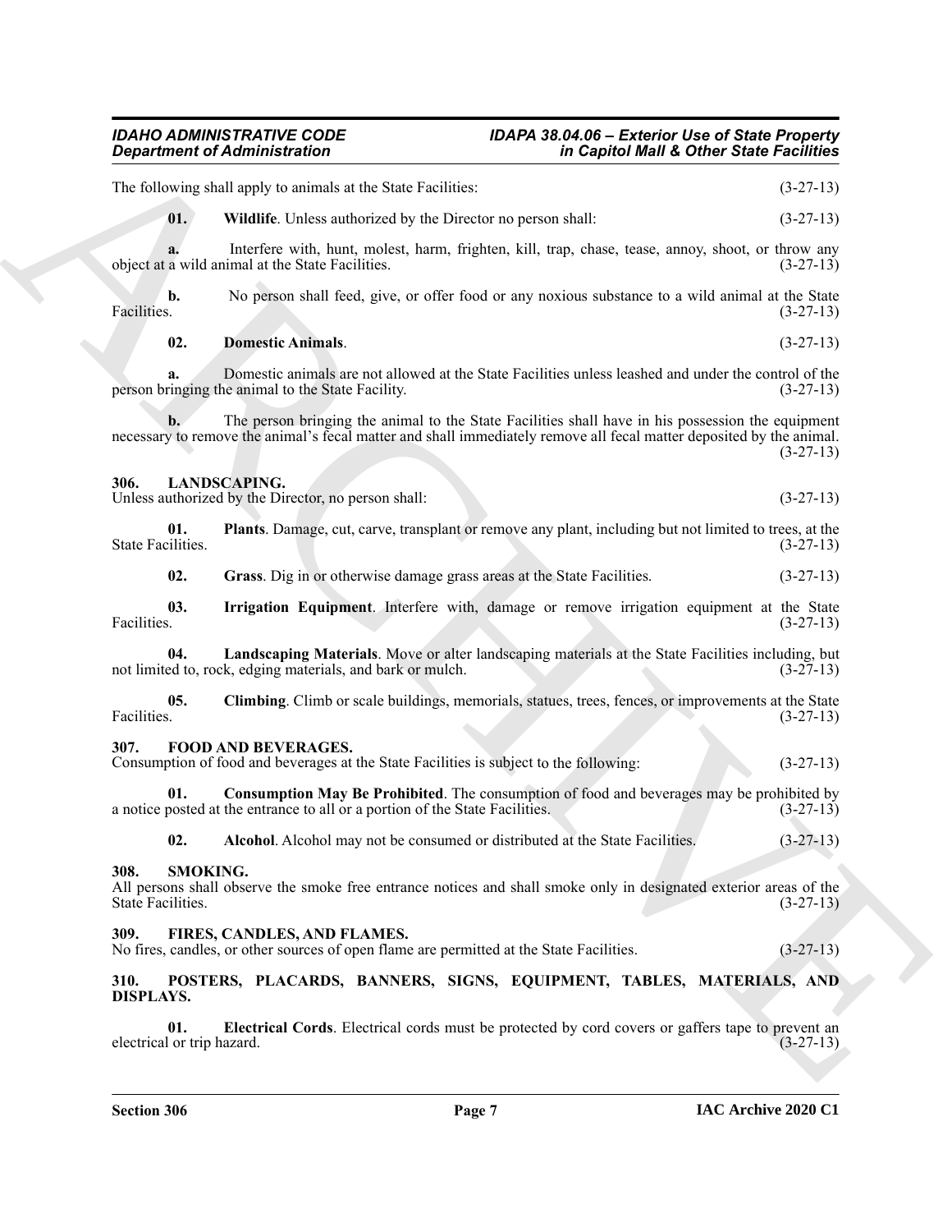The following shall apply to animals at the State Facilities: (3-27-13)

**01. Wildlife**. Unless authorized by the Director no person shall: (3-27-13)

**a.** Interfere with, hunt, molest, harm, frighten, kill, trap, chase, tease, annoy, shoot, or throw any object at a wild animal at the State Facilities. (3-27-13)

**b.** No person shall feed, give, or offer food or any noxious substance to a wild animal at the State Facilities. (3-27-13)

**02. Domestic Animals**. (3-27-13)

**a.** Domestic animals are not allowed at the State Facilities unless leashed and under the control of the person bringing the animal to the State Facility. (3-27-13)

**b.** The person bringing the animal to the State Facilities shall have in his possession the equipment necessary to remove the animal's fecal matter and shall immediately remove all fecal matter deposited by the animal. (3-27-13)

## 306. LANDSCAPING.

Unless authorized by the Director, no person shall: (3-27-13)

**01. Plants**. Damage, cut, carve, transplant or remove any plant, including but not limited to trees, at the State Facilities. (3-27-13)

**02. Grass**. Dig in or otherwise damage grass areas at the State Facilities. (3-27-13)

**03. Irrigation Equipment**. Interfere with, damage or remove irrigation equipment at the State Facilities. (3-27-13)

**04. Landscaping Materials**. Move or alter landscaping materials at the State Facilities including, but not limited to, rock, edging materials, and bark or mulch. (3-27-13)

**05. Climbing**. Climb or scale buildings, memorials, statues, trees, fences, or improvements at the State Facilities. (3-27-13)

## 307. FOOD AND BEVERAGES.

Consumption of food and beverages at the State Facilities is subject to the following: (3-27-13)

**01. Consumption May Be Prohibited**. The consumption of food and beverages may be prohibited by a notice posted at the entrance to all or a portion of the State Facilities. (3-27-13)

**02. Alcohol**. Alcohol may not be consumed or distributed at the State Facilities. (3-27-13)

## 308. SMOKING.

All persons shall observe the smoke free entrance notices and shall smoke only in designated exterior areas of the State Facilities. (3-27-13)

## 309. FIRES, CANDLES, AND FLAMES.

No fires, candles, or other sources of open flame are permitted at the State Facilities. (3-27-13)

## 310. POSTERS, PLACARDS, BANNERS, SIGNS, EQUIPMENT, TABLES, MATERIALS, AND DISPLAYS.

**01. Electrical Cords**. Electrical cords must be protected by cord covers or gaffers tape to prevent an electrical or trip hazard. (3-27-13)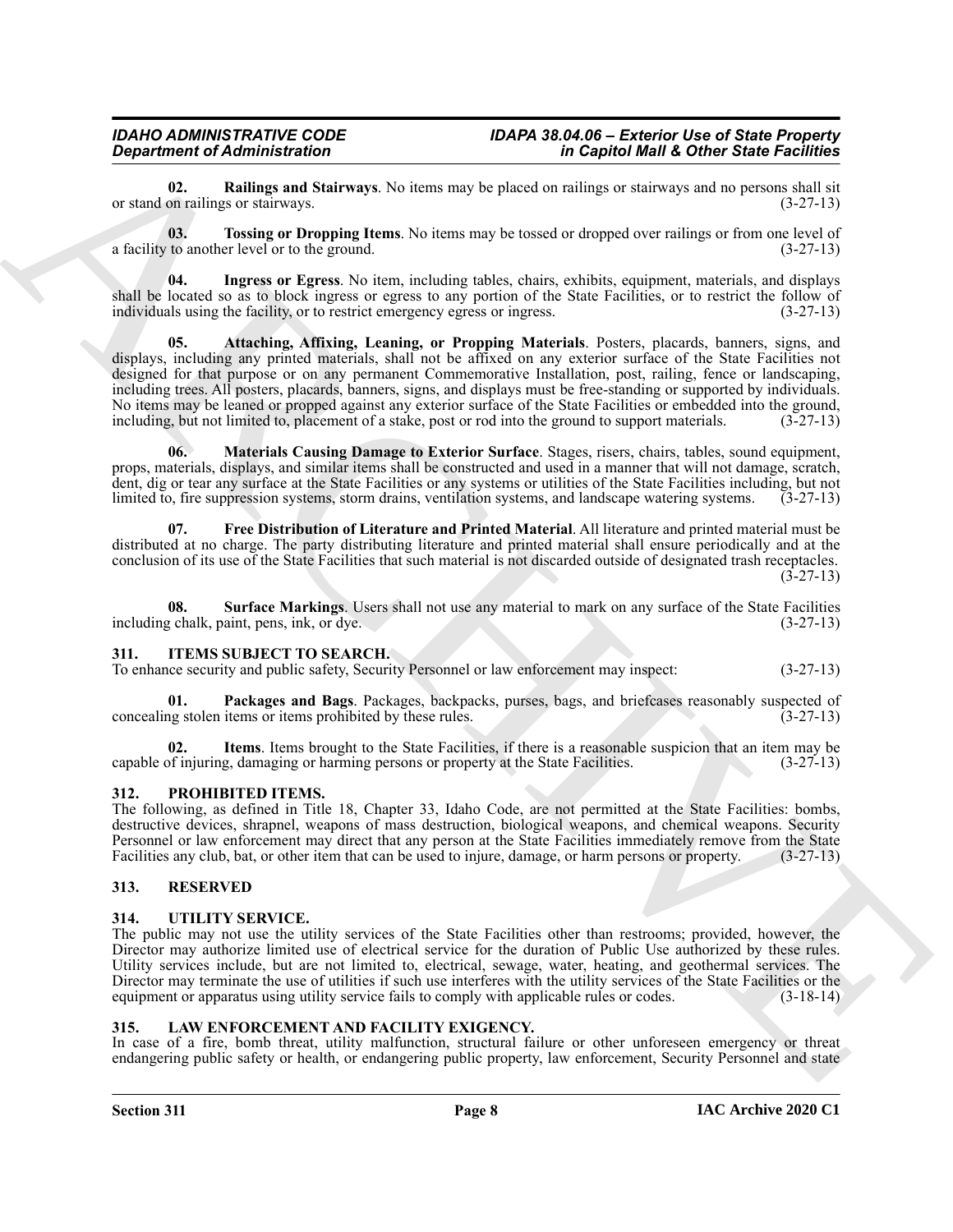**02. Railings and Stairways**. No items may be placed on railings or stairways and no persons shall sit or stand on railings or stairways. (3-27-13)

**03. Tossing or Dropping Items**. No items may be tossed or dropped over railings or from one level of a facility to another level or to the ground. (3-27-13)

**04. Ingress or Egress**. No item, including tables, chairs, exhibits, equipment, materials, and displays shall be located so as to block ingress or egress to any portion of the State Facilities, or to restrict the follow of individuals using the facility, or to restrict emergency egress or ingress. (3-27-13)

**05. Attaching, Affixing, Leaning, or Propping Materials**. Posters, placards, banners, signs, and displays, including any printed materials, shall not be affixed on any exterior surface of the State Facilities not designed for that purpose or on any permanent Commemorative Installation, post, railing, fence or landscaping, including trees. All posters, placards, banners, signs, and displays must be free-standing or supported by individuals. No items may be leaned or propped against any exterior surface of the State Facilities or embedded into the ground, including, but not limited to, placement of a stake, post or rod into the ground to support materials. (3-27-13)

**06. Materials Causing Damage to Exterior Surface**. Stages, risers, chairs, tables, sound equipment, props, materials, displays, and similar items shall be constructed and used in a manner that will not damage, scratch, dent, dig or tear any surface at the State Facilities or any systems or utilities of the State Facilities including, but not limited to, fire suppression systems, storm drains, ventilation systems, and landscape watering systems. (3-27-13)

**07. Free Distribution of Literature and Printed Material**. All literature and printed material must be distributed at no charge. The party distributing literature and printed material shall ensure periodically and at the conclusion of its use of the State Facilities that such material is not discarded outside of designated trash receptacles. (3-27-13)

**08. Surface Markings**. Users shall not use any material to mark on any surface of the State Facilities including chalk, paint, pens, ink, or dye. (3-27-13)

## 311. ITEMS SUBJECT TO SEARCH.

To enhance security and public safety, Security Personnel or law enforcement may inspect: (3-27-13)

**01. Packages and Bags**. Packages, backpacks, purses, bags, and briefcases reasonably suspected of concealing stolen items or items prohibited by these rules. (3-27-13)

**02. Items**. Items brought to the State Facilities, if there is a reasonable suspicion that an item may be capable of injuring, damaging or harming persons or property at the State Facilities. (3-27-13)

## 312. PROHIBITED ITEMS.

The following, as defined in Title 18, Chapter 33, Idaho Code, are not permitted at the State Facilities: bombs, destructive devices, shrapnel, weapons of mass destruction, biological weapons, and chemical weapons. Security Personnel or law enforcement may direct that any person at the State Facilities immediately remove from the State Facilities any club, bat, or other item that can be used to injure, damage, or harm persons or property. (3-27-13)

## 313. RESERVED

## 314. UTILITY SERVICE.

The public may not use the utility services of the State Facilities other than restrooms; provided, however, the Director may authorize limited use of electrical service for the duration of Public Use authorized by these rules. Utility services include, but are not limited to, electrical, sewage, water, heating, and geothermal services. The Director may terminate the use of utilities if such use interferes with the utility services of the State Facilities or the equipment or apparatus using utility service fails to comply with applicable rules or codes. (3-18-14)

## 315. LAW ENFORCEMENT AND FACILITY EXIGENCY.

In case of a fire, bomb threat, utility malfunction, structural failure or other unforeseen emergency or threat endangering public safety or health, or endangering public property, law enforcement, Security Personnel and state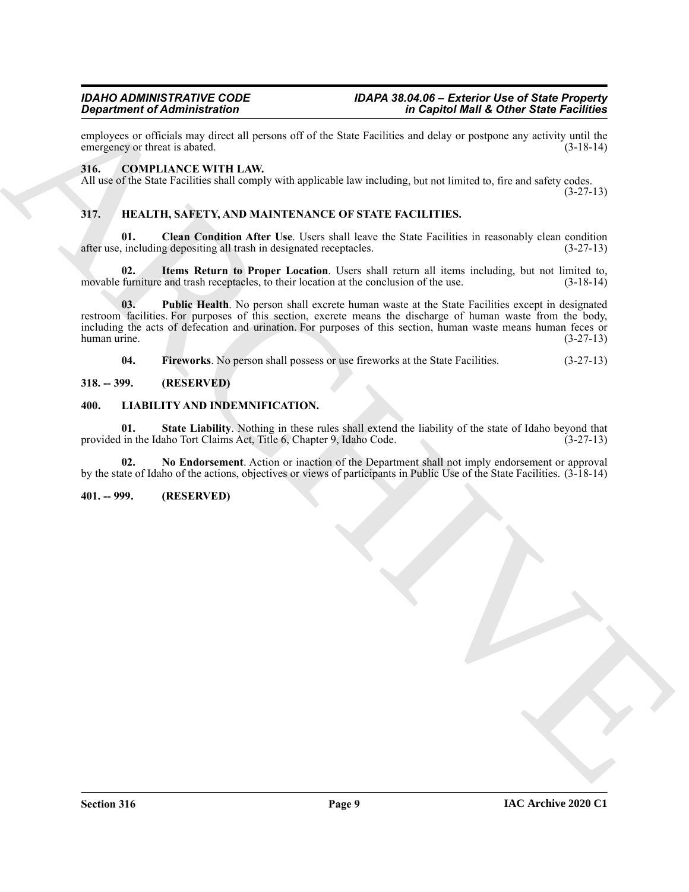employees or officials may direct all persons off of the State Facilities and delay or postpone any activity until the emergency or threat is abated. (3-18-14)

## 316. COMPLIANCE WITH LAW.

All use of the State Facilities shall comply with applicable law including, but not limited to, fire and safety codes. (3-27-13)

## 317. HEALTH, SAFETY, AND MAINTENANCE OF STATE FACILITIES.

**01. Clean Condition After Use**. Users shall leave the State Facilities in reasonably clean condition after use, including depositing all trash in designated receptacles. (3-27-13)

**02. Items Return to Proper Location**. Users shall return all items including, but not limited to, movable furniture and trash receptacles, to their location at the conclusion of the use. (3-18-14)

**03. Public Health**. No person shall excrete human waste at the State Facilities except in designated restroom facilities. For purposes of this section, excrete means the discharge of human waste from the body, including the acts of defecation and urination. For purposes of this section, human waste means human feces or human urine. (3-27-13)

**04. Fireworks**. No person shall possess or use fireworks at the State Facilities. (3-27-13)

## 318. -- 399. (RESERVED)

## 400. LIABILITY AND INDEMNIFICATION.

**01. State Liability**. Nothing in these rules shall extend the liability of the state of Idaho beyond that provided in the Idaho Tort Claims Act, Title 6, Chapter 9, Idaho Code. (3-27-13)

**02. No Endorsement**. Action or inaction of the Department shall not imply endorsement or approval by the state of Idaho of the actions, objectives or views of participants in Public Use of the State Facilities. (3-18-14)

## 401. -- 999. (RESERVED)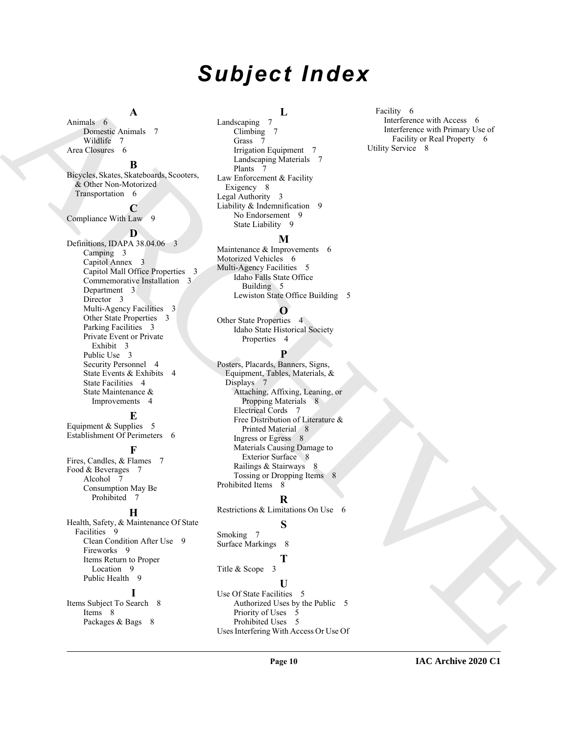# Subject Index

**A**

Animals 6
- Domestic Animals 7
- Wildlife 7

Area Closures 6

**B**

Bicycles, Skates, Skateboards, Scooters, & Other Non-Motorized Transportation 6

**C**

Compliance With Law 9

**D**

Definitions, IDAPA 38.04.06 3
- Camping 3
- Capitol Annex 3
- Capitol Mall Office Properties 3
- Commemorative Installation 3
- Department 3
- Director 3
- Multi-Agency Facilities 3
- Other State Properties 3
- Parking Facilities 3
- Private Event or Private Exhibit 3
- Public Use 3
- Security Personnel 4
- State Events & Exhibits 4
- State Facilities 4
- State Maintenance & Improvements 4

**E**

Equipment & Supplies 5
Establishment Of Perimeters 6

**F**

Fires, Candles, & Flames 7
Food & Beverages 7
- Alcohol 7
- Consumption May Be Prohibited 7

**H**

Health, Safety, & Maintenance Of State Facilities 9
- Clean Condition After Use 9
- Fireworks 9
- Items Return to Proper Location 9
- Public Health 9

**I**

Items Subject To Search 8
- Items 8
- Packages & Bags 8

**L**

Landscaping 7
- Climbing 7
- Grass 7
- Irrigation Equipment 7
- Landscaping Materials 7
- Plants 7

Law Enforcement & Facility Exigency 8
Legal Authority 3
Liability & Indemnification 9
- No Endorsement 9
- State Liability 9

**M**

Maintenance & Improvements 6
Motorized Vehicles 6
Multi-Agency Facilities 5
- Idaho Falls State Office Building 5
- Lewiston State Office Building 5

**O**

Other State Properties 4
- Idaho State Historical Society Properties 4

**P**

Posters, Placards, Banners, Signs, Equipment, Tables, Materials, & Displays 7
- Attaching, Affixing, Leaning, or Propping Materials 8
- Electrical Cords 7
- Free Distribution of Literature & Printed Material 8
- Ingress or Egress 8
- Materials Causing Damage to Exterior Surface 8
- Railings & Stairways 8
- Tossing or Dropping Items 8

Prohibited Items 8

**R**

Restrictions & Limitations On Use 6

**S**

Smoking 7
Surface Markings 8

**T**

Title & Scope 3

**U**

Use Of State Facilities 5
- Authorized Uses by the Public 5
- Priority of Uses 5
- Prohibited Uses 5

Uses Interfering With Access Or Use Of Facility 6
- Interference with Access 6
- Interference with Primary Use of Facility or Real Property 6

Utility Service 8